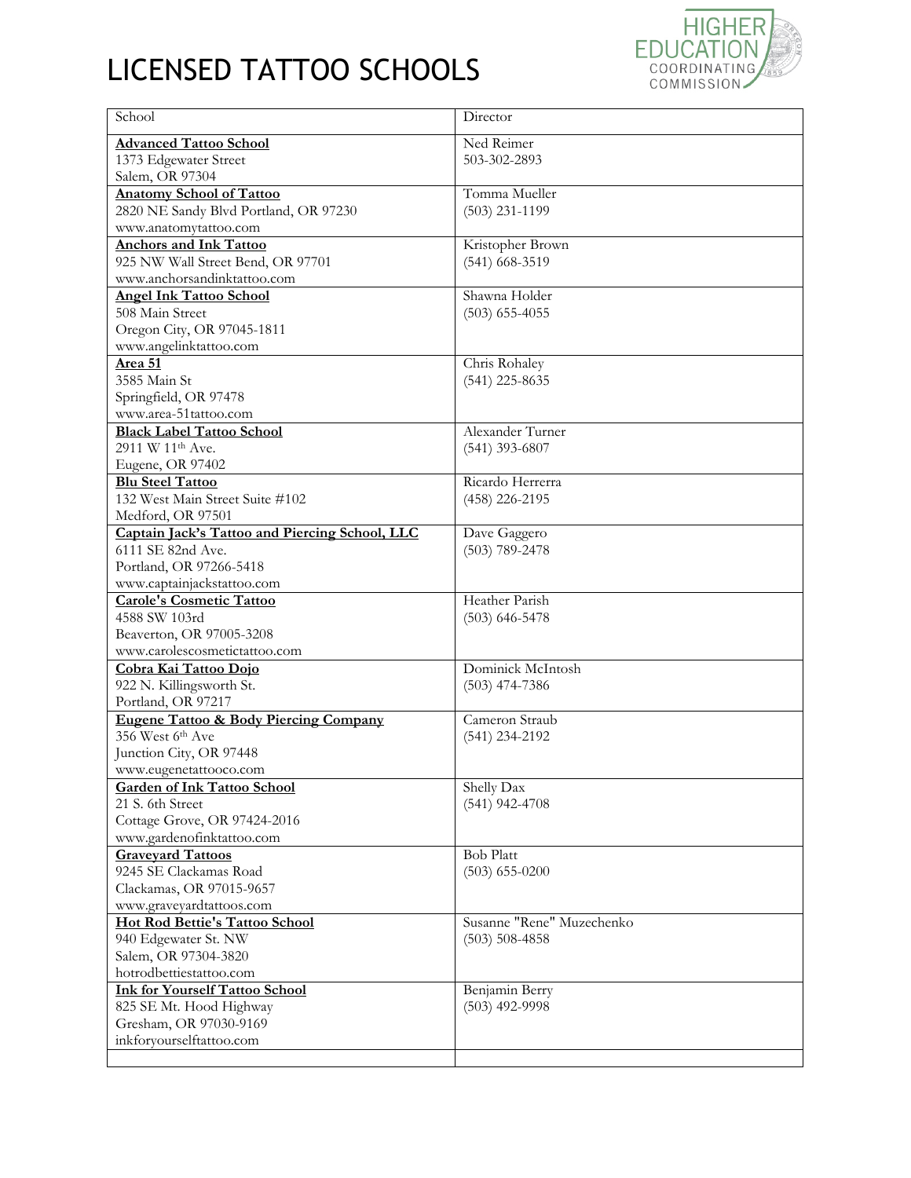# LICENSED TATTOO SCHOOLS

| School | Director |
|---|---|
| **Advanced Tattoo School**<br>1373 Edgewater Street<br>Salem, OR 97304 | Ned Reimer<br>503-302-2893 |
| **Anatomy School of Tattoo**<br>2820 NE Sandy Blvd Portland, OR 97230<br>www.anatomytattoo.com | Tomma Mueller<br>(503) 231-1199 |
| **Anchors and Ink Tattoo**<br>925 NW Wall Street Bend, OR 97701<br>www.anchorsandinktattoo.com | Kristopher Brown<br>(541) 668-3519 |
| **Angel Ink Tattoo School**<br>508 Main Street<br>Oregon City, OR 97045-1811<br>www.angelinktattoo.com | Shawna Holder<br>(503) 655-4055 |
| **Area 51**<br>3585 Main St<br>Springfield, OR 97478<br>www.area-51tattoo.com | Chris Rohaley<br>(541) 225-8635 |
| **Black Label Tattoo School**<br>2911 W 11th Ave.<br>Eugene, OR 97402 | Alexander Turner<br>(541) 393-6807 |
| **Blu Steel Tattoo**<br>132 West Main Street Suite #102<br>Medford, OR 97501 | Ricardo Herrerra<br>(458) 226-2195 |
| **Captain Jack's Tattoo and Piercing School, LLC**<br>6111 SE 82nd Ave.<br>Portland, OR 97266-5418<br>www.captainjackstattoo.com | Dave Gaggero<br>(503) 789-2478 |
| **Carole's Cosmetic Tattoo**<br>4588 SW 103rd<br>Beaverton, OR 97005-3208<br>www.carolescosmetictattoo.com | Heather Parish<br>(503) 646-5478 |
| **Cobra Kai Tattoo Dojo**<br>922 N. Killingsworth St.<br>Portland, OR 97217 | Dominick McIntosh<br>(503) 474-7386 |
| **Eugene Tattoo & Body Piercing Company**<br>356 West 6th Ave<br>Junction City, OR 97448<br>www.eugenetattooco.com | Cameron Straub<br>(541) 234-2192 |
| **Garden of Ink Tattoo School**<br>21 S. 6th Street<br>Cottage Grove, OR 97424-2016<br>www.gardenofinktattoo.com | Shelly Dax<br>(541) 942-4708 |
| **Graveyard Tattoos**<br>9245 SE Clackamas Road<br>Clackamas, OR 97015-9657<br>www.graveyardtattoos.com | Bob Platt<br>(503) 655-0200 |
| **Hot Rod Bettie's Tattoo School**<br>940 Edgewater St. NW<br>Salem, OR 97304-3820<br>hotrodbettiestattoo.com | Susanne "Rene" Muzechenko<br>(503) 508-4858 |
| **Ink for Yourself Tattoo School**<br>825 SE Mt. Hood Highway<br>Gresham, OR 97030-9169<br>inkforyourselftattoo.com | Benjamin Berry<br>(503) 492-9998 |
| | |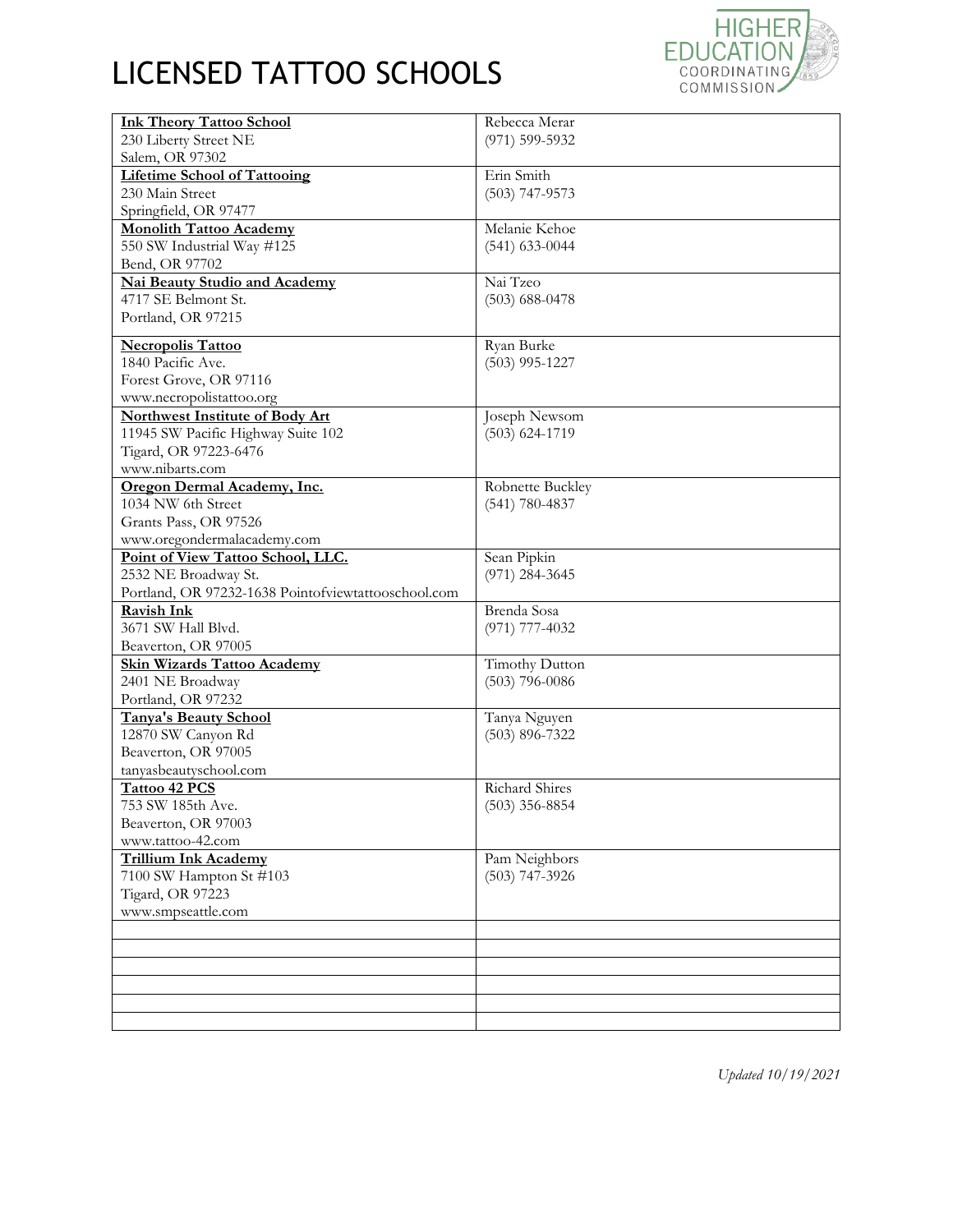# LICENSED TATTOO SCHOOLS

HIGHER EDUCATION COORDINATING COMMISSION

| | |
|---|---|
| **Ink Theory Tattoo School**<br>230 Liberty Street NE<br>Salem, OR 97302 | Rebecca Merar<br>(971) 599-5932 |
| **Lifetime School of Tattooing**<br>230 Main Street<br>Springfield, OR 97477 | Erin Smith<br>(503) 747-9573 |
| **Monolith Tattoo Academy**<br>550 SW Industrial Way #125<br>Bend, OR 97702 | Melanie Kehoe<br>(541) 633-0044 |
| **Nai Beauty Studio and Academy**<br>4717 SE Belmont St.<br>Portland, OR 97215 | Nai Tzeo<br>(503) 688-0478 |
| **Necropolis Tattoo**<br>1840 Pacific Ave.<br>Forest Grove, OR 97116<br>www.necropolistattoo.org | Ryan Burke<br>(503) 995-1227 |
| **Northwest Institute of Body Art**<br>11945 SW Pacific Highway Suite 102<br>Tigard, OR 97223-6476<br>www.nibarts.com | Joseph Newsom<br>(503) 624-1719 |
| **Oregon Dermal Academy, Inc.**<br>1034 NW 6th Street<br>Grants Pass, OR 97526<br>www.oregondermalacademy.com | Robnette Buckley<br>(541) 780-4837 |
| **Point of View Tattoo School, LLC.**<br>2532 NE Broadway St.<br>Portland, OR 97232-1638 Pointofviewtattooschool.com | Sean Pipkin<br>(971) 284-3645 |
| **Ravish Ink**<br>3671 SW Hall Blvd.<br>Beaverton, OR 97005 | Brenda Sosa<br>(971) 777-4032 |
| **Skin Wizards Tattoo Academy**<br>2401 NE Broadway<br>Portland, OR 97232 | Timothy Dutton<br>(503) 796-0086 |
| **Tanya's Beauty School**<br>12870 SW Canyon Rd<br>Beaverton, OR 97005<br>tanyasbeautyschool.com | Tanya Nguyen<br>(503) 896-7322 |
| **Tattoo 42 PCS**<br>753 SW 185th Ave.<br>Beaverton, OR 97003<br>www.tattoo-42.com | Richard Shires<br>(503) 356-8854 |
| **Trillium Ink Academy**<br>7100 SW Hampton St #103<br>Tigard, OR 97223<br>www.smpseattle.com | Pam Neighbors<br>(503) 747-3926 |
| | |
| | |
| | |
| | |
| | |
| | |

*Updated 10/19/2021*